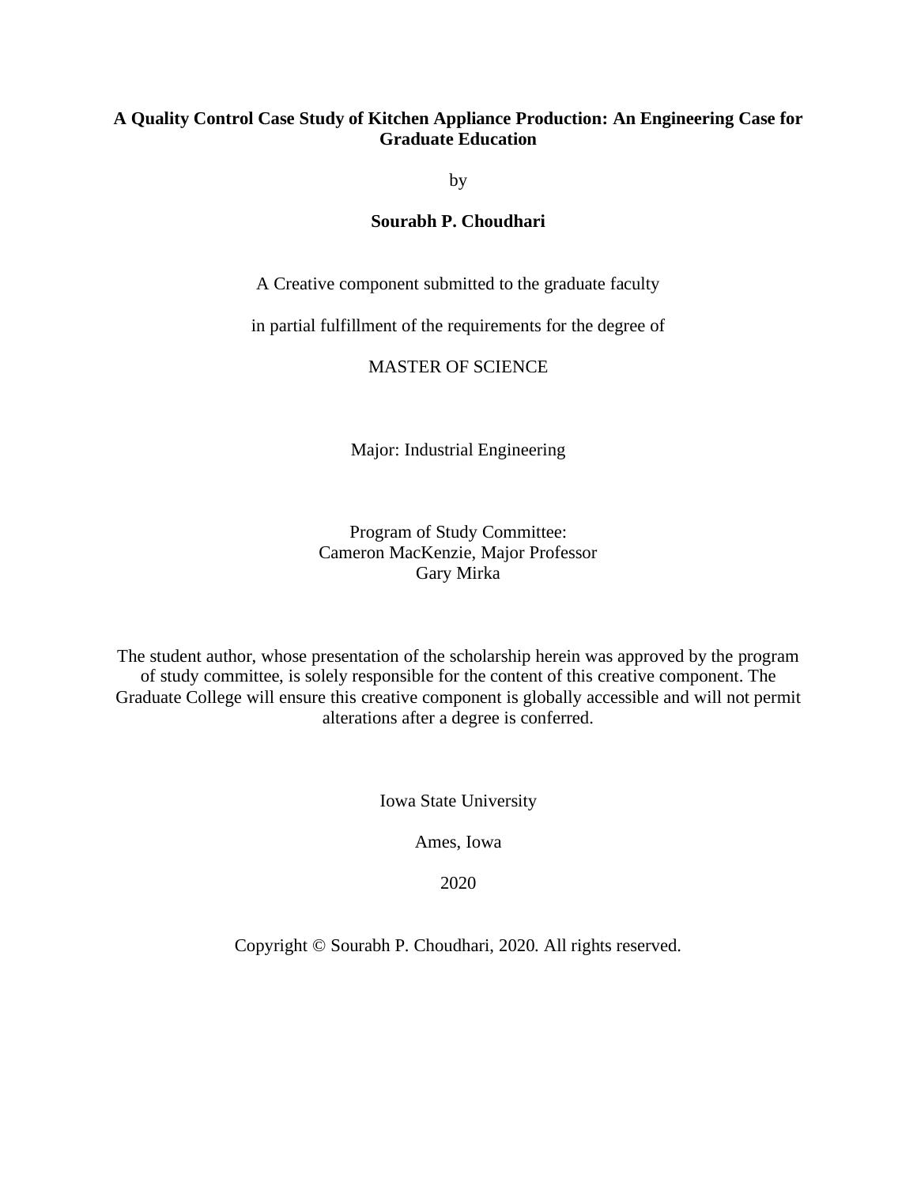# A Quality Control Case Study of Kitchen Appliance Production: An Engineering Case for Graduate Education

by

**Sourabh P. Choudhari**

A Creative component submitted to the graduate faculty

in partial fulfillment of the requirements for the degree of

MASTER OF SCIENCE

Major: Industrial Engineering

Program of Study Committee:
Cameron MacKenzie, Major Professor
Gary Mirka

The student author, whose presentation of the scholarship herein was approved by the program of study committee, is solely responsible for the content of this creative component. The Graduate College will ensure this creative component is globally accessible and will not permit alterations after a degree is conferred.

Iowa State University

Ames, Iowa

2020

Copyright © Sourabh P. Choudhari, 2020. All rights reserved.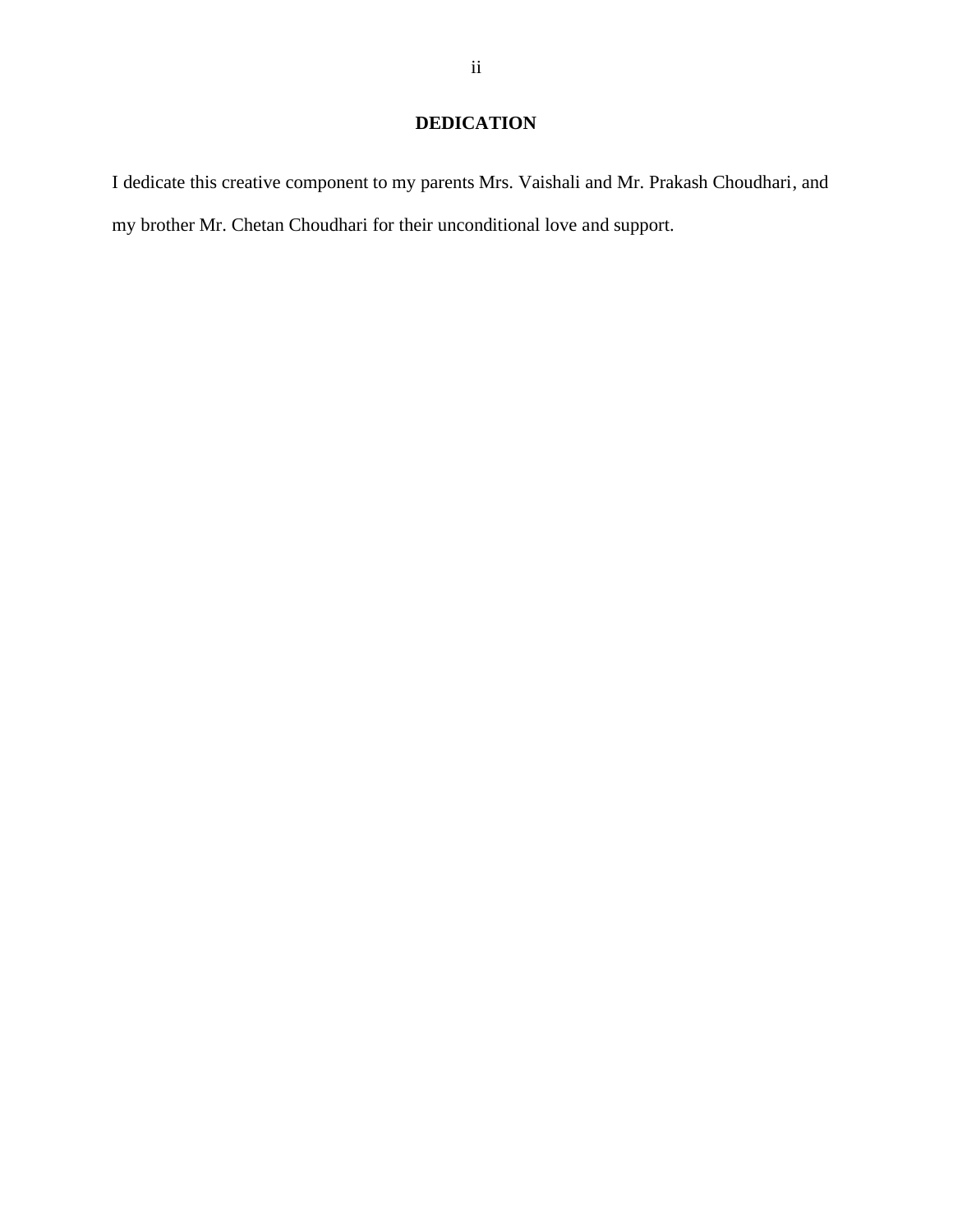# DEDICATION

I dedicate this creative component to my parents Mrs. Vaishali and Mr. Prakash Choudhari, and my brother Mr. Chetan Choudhari for their unconditional love and support.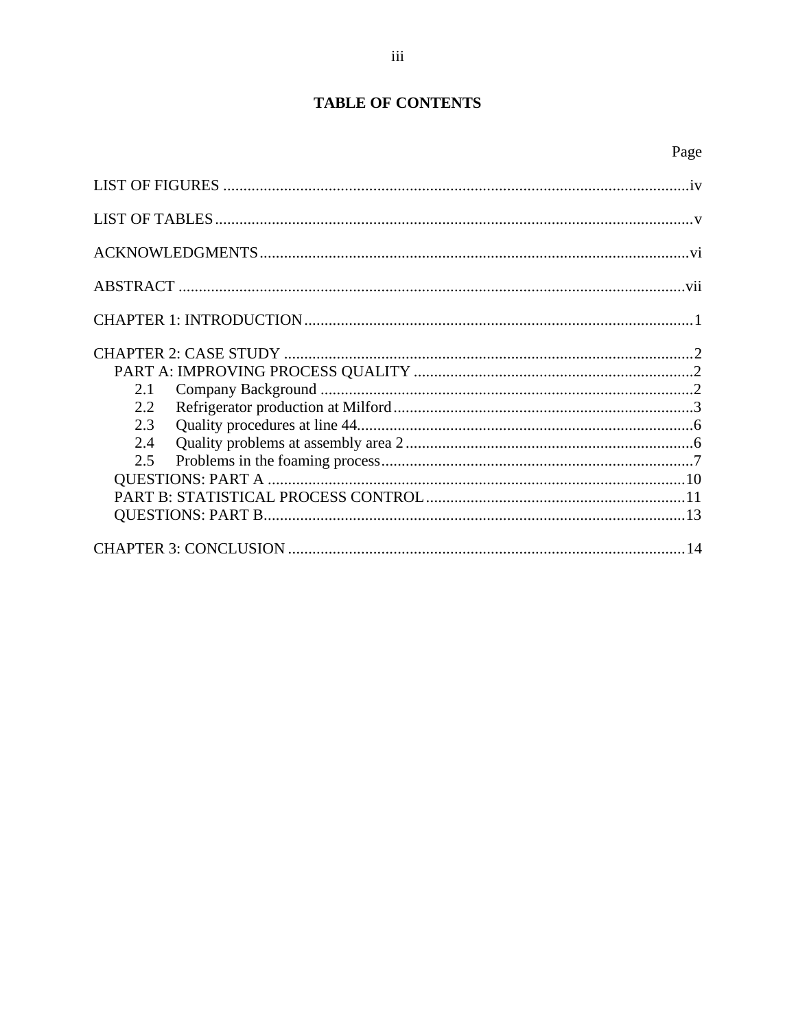# TABLE OF CONTENTS

| | Page |
|---|---|
| LIST OF FIGURES | iv |
| LIST OF TABLES | v |
| ACKNOWLEDGMENTS | vi |
| ABSTRACT | vii |
| CHAPTER 1: INTRODUCTION | 1 |
| CHAPTER 2: CASE STUDY | 2 |
| PART A: IMPROVING PROCESS QUALITY | 2 |
| 2.1 Company Background | 2 |
| 2.2 Refrigerator production at Milford | 3 |
| 2.3 Quality procedures at line 44 | 6 |
| 2.4 Quality problems at assembly area 2 | 6 |
| 2.5 Problems in the foaming process | 7 |
| QUESTIONS: PART A | 10 |
| PART B: STATISTICAL PROCESS CONTROL | 11 |
| QUESTIONS: PART B | 13 |
| CHAPTER 3: CONCLUSION | 14 |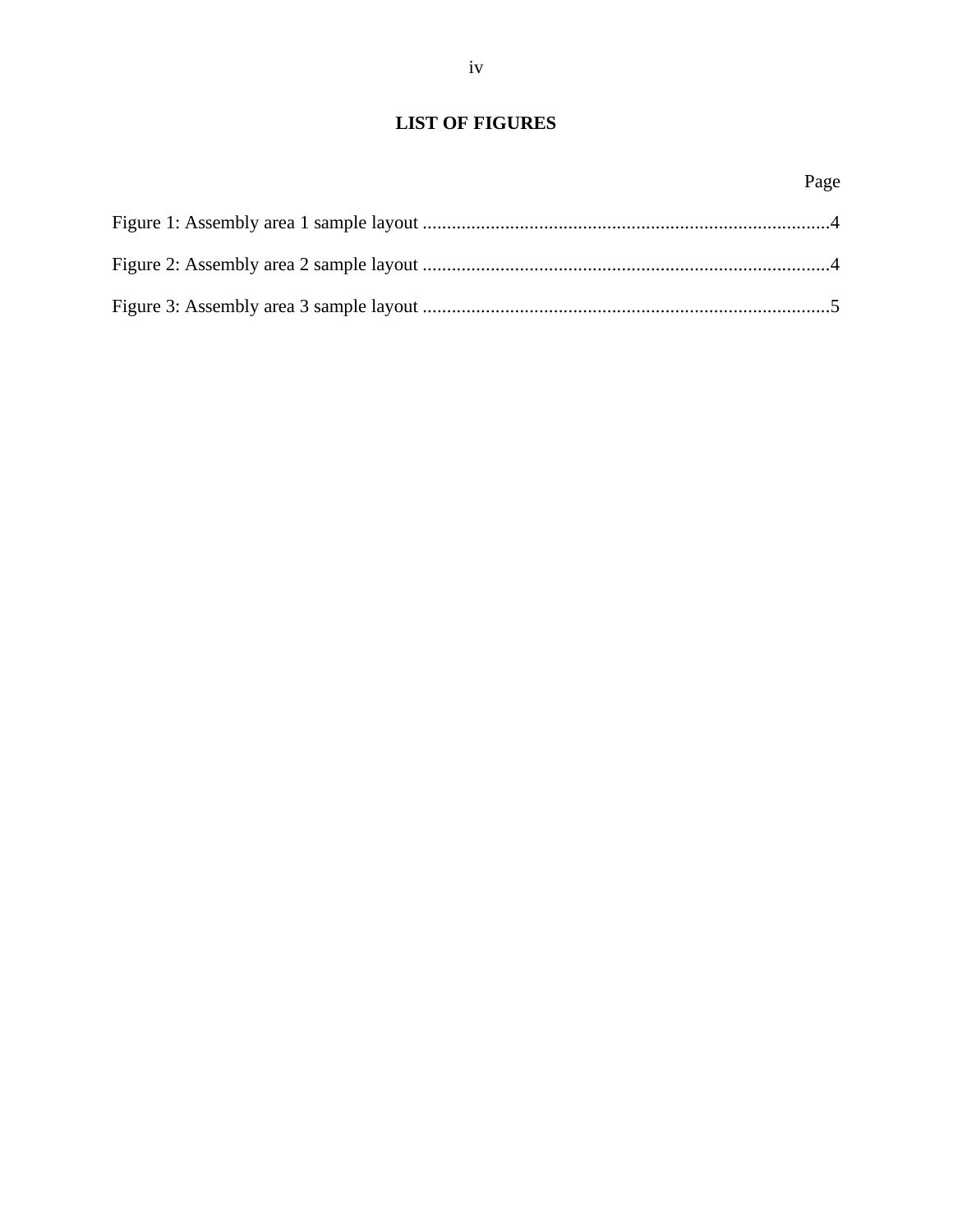# LIST OF FIGURES

Page

Figure 1: Assembly area 1 sample layout ....................................................................................4

Figure 2: Assembly area 2 sample layout ....................................................................................4

Figure 3: Assembly area 3 sample layout ....................................................................................5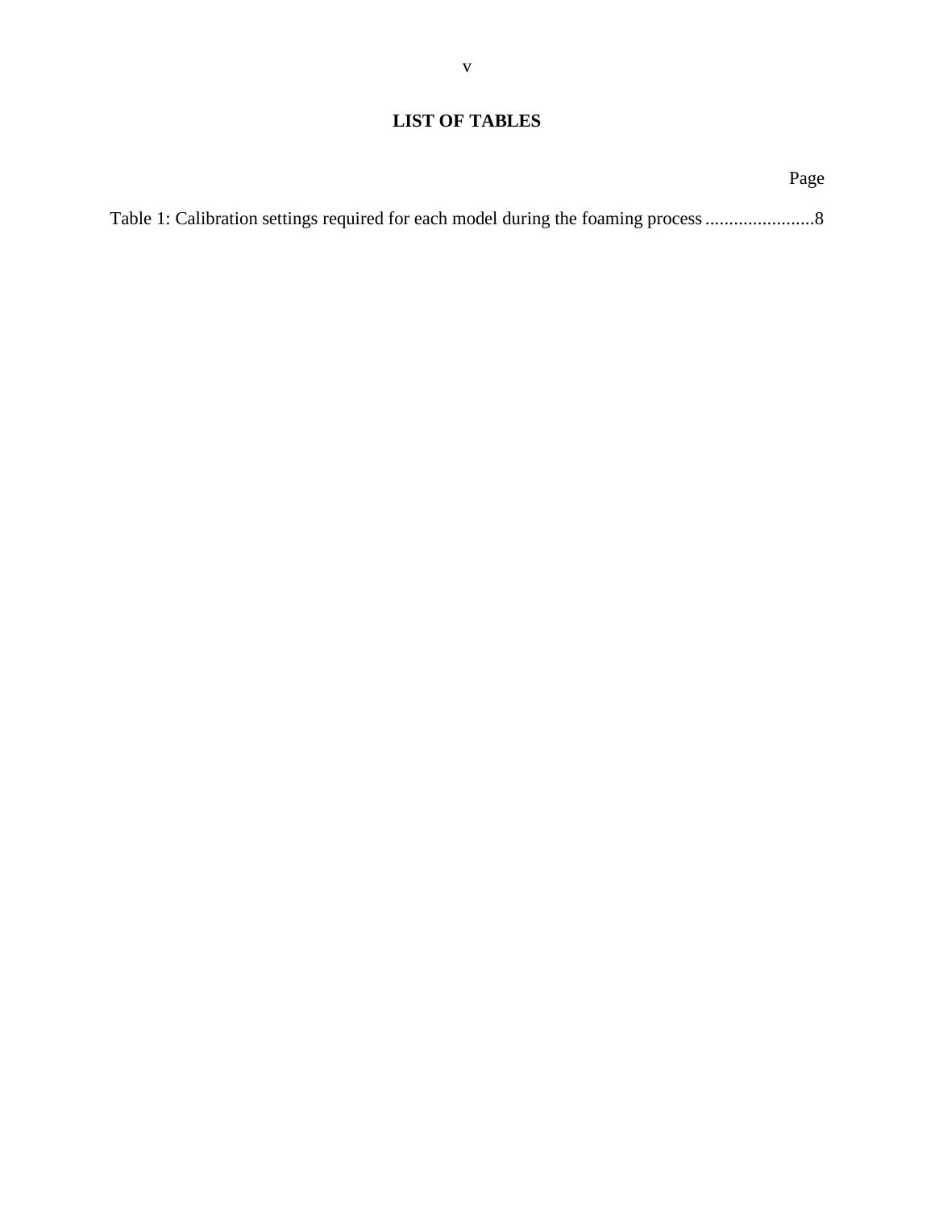# LIST OF TABLES

Page

Table 1: Calibration settings required for each model during the foaming process .......................8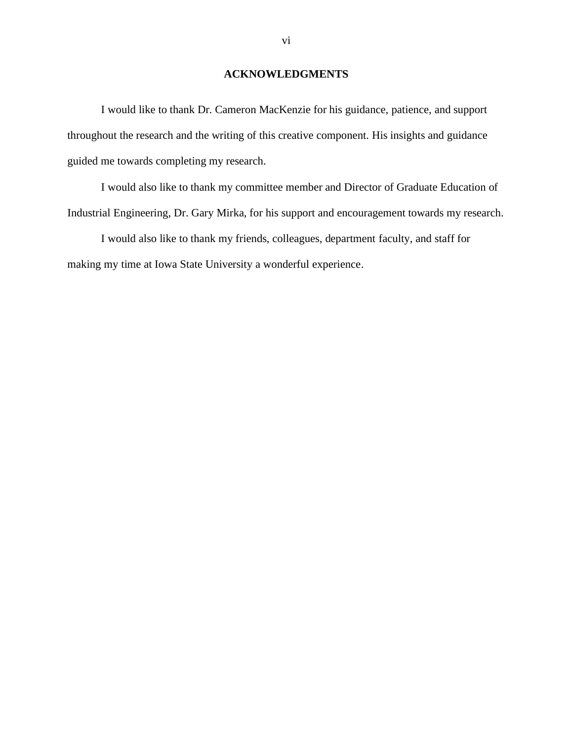# ACKNOWLEDGMENTS

I would like to thank Dr. Cameron MacKenzie for his guidance, patience, and support throughout the research and the writing of this creative component. His insights and guidance guided me towards completing my research.

I would also like to thank my committee member and Director of Graduate Education of Industrial Engineering, Dr. Gary Mirka, for his support and encouragement towards my research.

I would also like to thank my friends, colleagues, department faculty, and staff for making my time at Iowa State University a wonderful experience.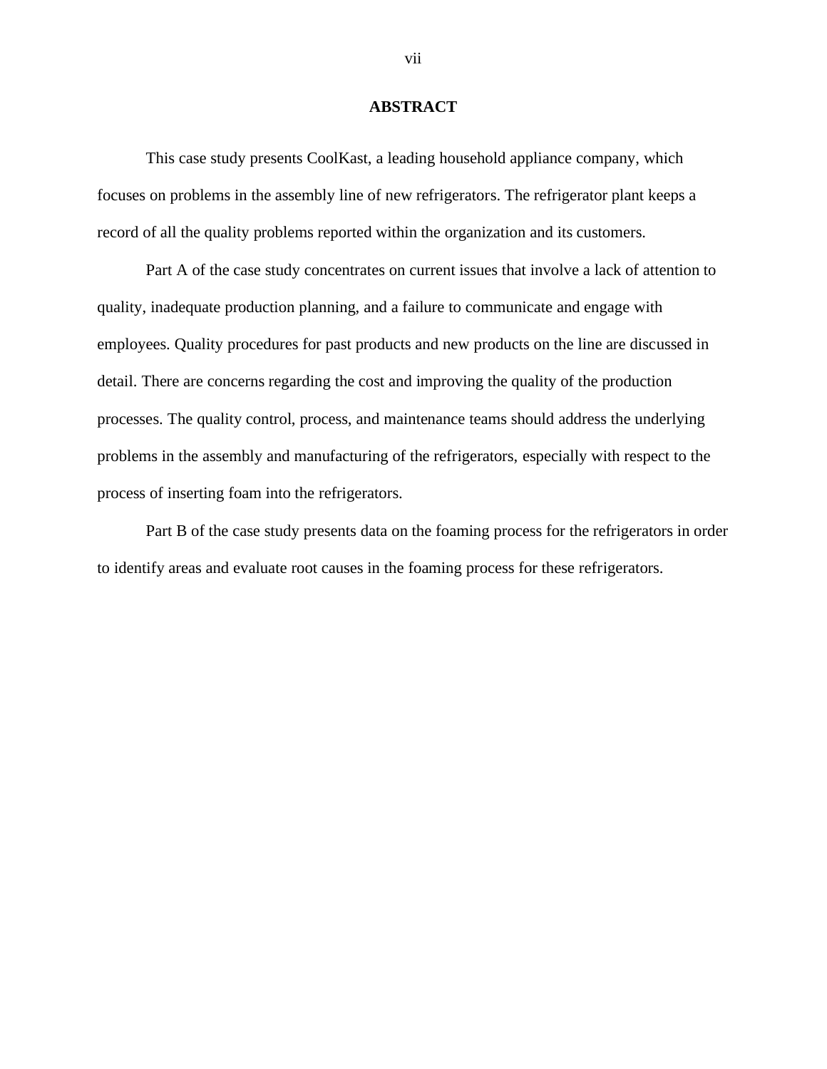## ABSTRACT

This case study presents CoolKast, a leading household appliance company, which focuses on problems in the assembly line of new refrigerators. The refrigerator plant keeps a record of all the quality problems reported within the organization and its customers.

Part A of the case study concentrates on current issues that involve a lack of attention to quality, inadequate production planning, and a failure to communicate and engage with employees. Quality procedures for past products and new products on the line are discussed in detail. There are concerns regarding the cost and improving the quality of the production processes. The quality control, process, and maintenance teams should address the underlying problems in the assembly and manufacturing of the refrigerators, especially with respect to the process of inserting foam into the refrigerators.

Part B of the case study presents data on the foaming process for the refrigerators in order to identify areas and evaluate root causes in the foaming process for these refrigerators.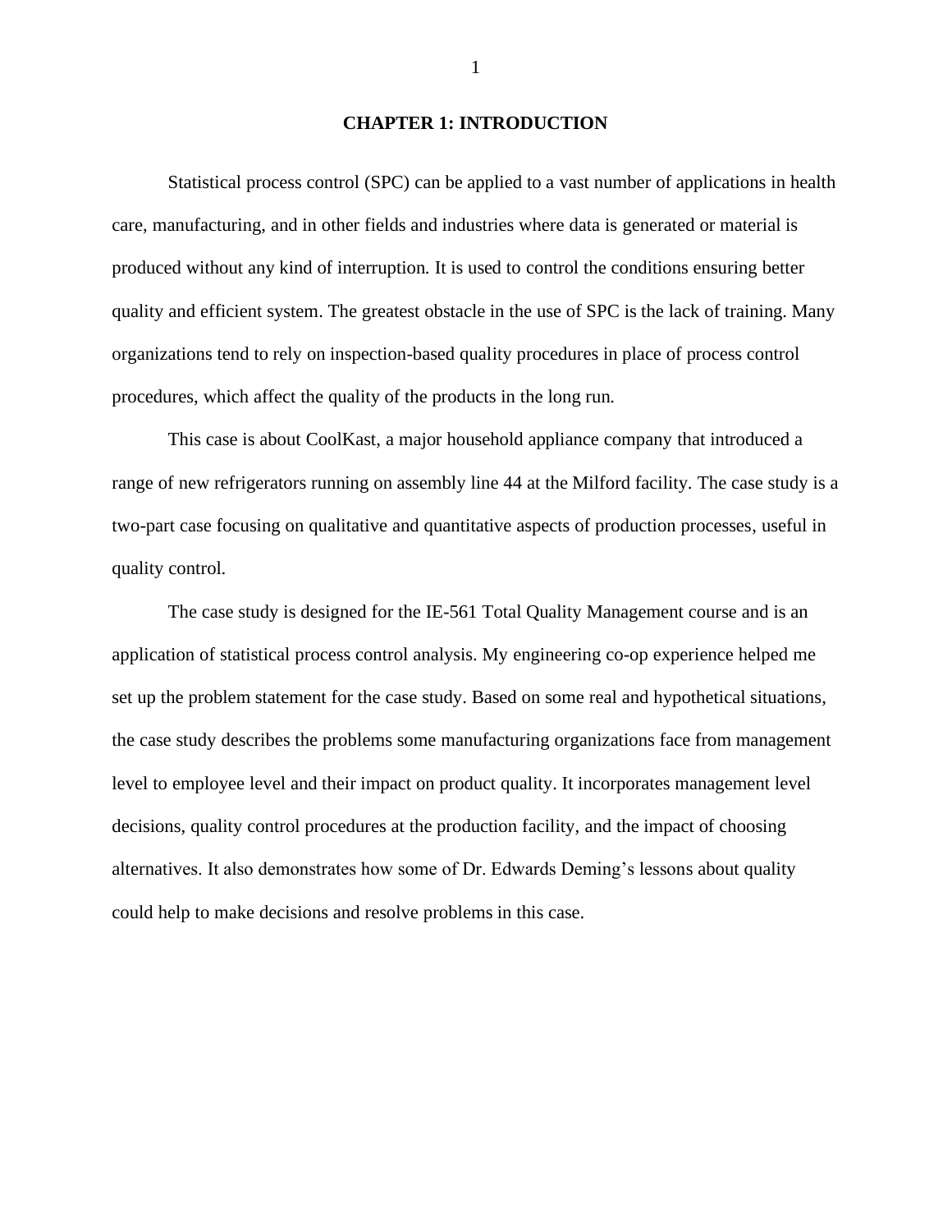# CHAPTER 1: INTRODUCTION

Statistical process control (SPC) can be applied to a vast number of applications in health care, manufacturing, and in other fields and industries where data is generated or material is produced without any kind of interruption. It is used to control the conditions ensuring better quality and efficient system. The greatest obstacle in the use of SPC is the lack of training. Many organizations tend to rely on inspection-based quality procedures in place of process control procedures, which affect the quality of the products in the long run.

This case is about CoolKast, a major household appliance company that introduced a range of new refrigerators running on assembly line 44 at the Milford facility. The case study is a two-part case focusing on qualitative and quantitative aspects of production processes, useful in quality control.

The case study is designed for the IE-561 Total Quality Management course and is an application of statistical process control analysis. My engineering co-op experience helped me set up the problem statement for the case study. Based on some real and hypothetical situations, the case study describes the problems some manufacturing organizations face from management level to employee level and their impact on product quality. It incorporates management level decisions, quality control procedures at the production facility, and the impact of choosing alternatives. It also demonstrates how some of Dr. Edwards Deming's lessons about quality could help to make decisions and resolve problems in this case.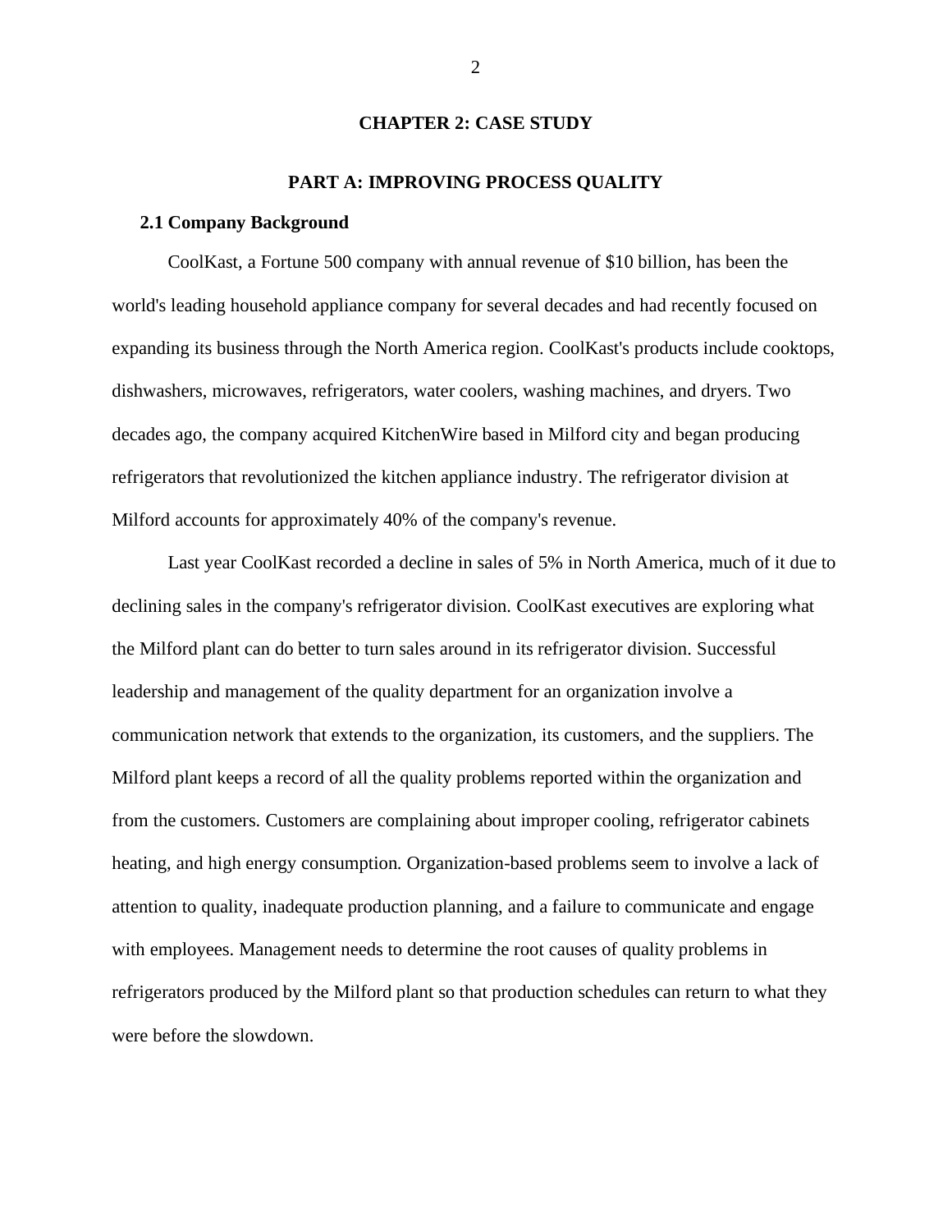# CHAPTER 2: CASE STUDY

## PART A: IMPROVING PROCESS QUALITY

### 2.1 Company Background

CoolKast, a Fortune 500 company with annual revenue of $10 billion, has been the world's leading household appliance company for several decades and had recently focused on expanding its business through the North America region. CoolKast's products include cooktops, dishwashers, microwaves, refrigerators, water coolers, washing machines, and dryers. Two decades ago, the company acquired KitchenWire based in Milford city and began producing refrigerators that revolutionized the kitchen appliance industry. The refrigerator division at Milford accounts for approximately 40% of the company's revenue.

Last year CoolKast recorded a decline in sales of 5% in North America, much of it due to declining sales in the company's refrigerator division. CoolKast executives are exploring what the Milford plant can do better to turn sales around in its refrigerator division. Successful leadership and management of the quality department for an organization involve a communication network that extends to the organization, its customers, and the suppliers. The Milford plant keeps a record of all the quality problems reported within the organization and from the customers. Customers are complaining about improper cooling, refrigerator cabinets heating, and high energy consumption. Organization-based problems seem to involve a lack of attention to quality, inadequate production planning, and a failure to communicate and engage with employees. Management needs to determine the root causes of quality problems in refrigerators produced by the Milford plant so that production schedules can return to what they were before the slowdown.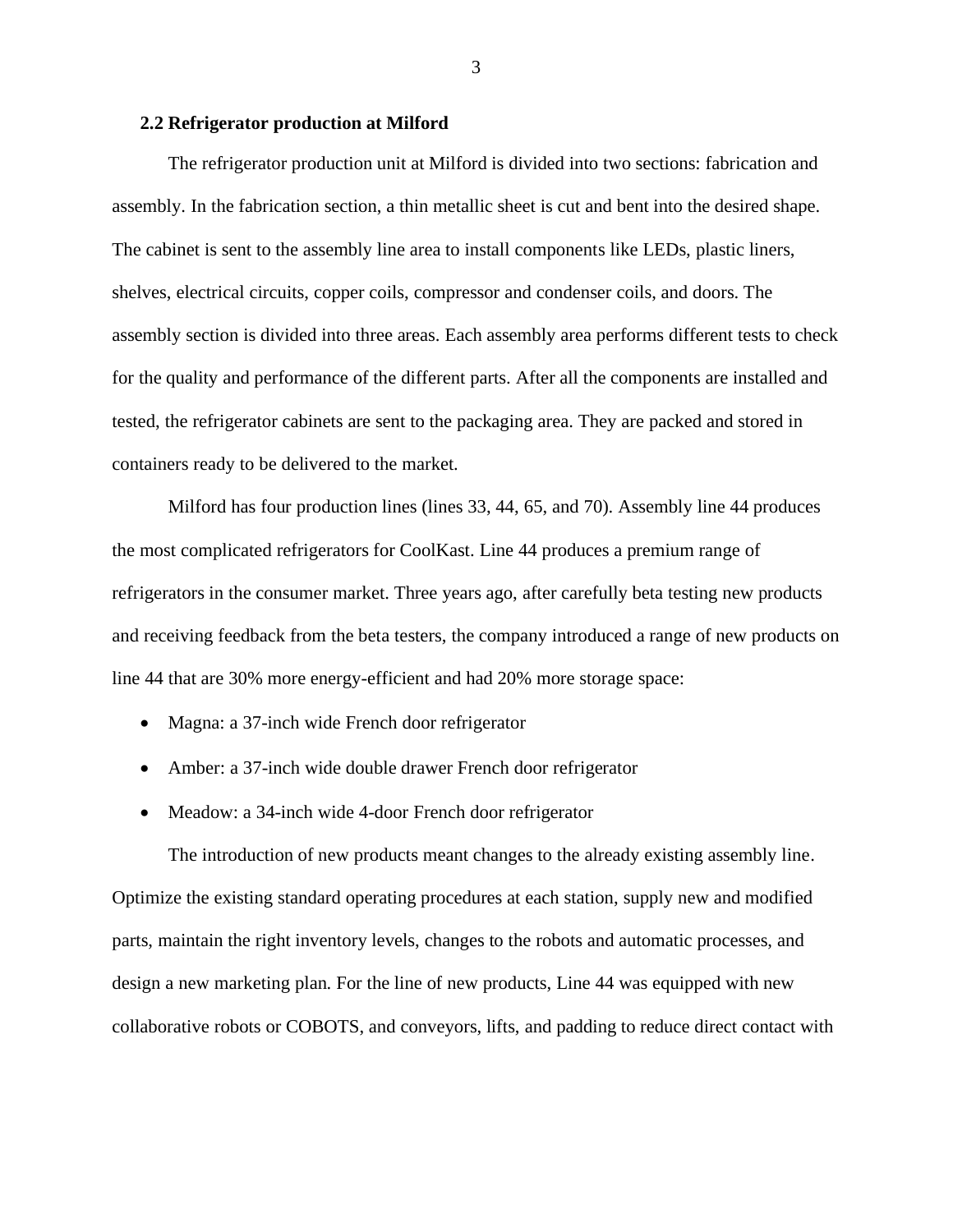### 2.2 Refrigerator production at Milford

The refrigerator production unit at Milford is divided into two sections: fabrication and assembly. In the fabrication section, a thin metallic sheet is cut and bent into the desired shape. The cabinet is sent to the assembly line area to install components like LEDs, plastic liners, shelves, electrical circuits, copper coils, compressor and condenser coils, and doors. The assembly section is divided into three areas. Each assembly area performs different tests to check for the quality and performance of the different parts. After all the components are installed and tested, the refrigerator cabinets are sent to the packaging area. They are packed and stored in containers ready to be delivered to the market.

Milford has four production lines (lines 33, 44, 65, and 70). Assembly line 44 produces the most complicated refrigerators for CoolKast. Line 44 produces a premium range of refrigerators in the consumer market. Three years ago, after carefully beta testing new products and receiving feedback from the beta testers, the company introduced a range of new products on line 44 that are 30% more energy-efficient and had 20% more storage space:

- Magna: a 37-inch wide French door refrigerator
- Amber: a 37-inch wide double drawer French door refrigerator
- Meadow: a 34-inch wide 4-door French door refrigerator

The introduction of new products meant changes to the already existing assembly line. Optimize the existing standard operating procedures at each station, supply new and modified parts, maintain the right inventory levels, changes to the robots and automatic processes, and design a new marketing plan. For the line of new products, Line 44 was equipped with new collaborative robots or COBOTS, and conveyors, lifts, and padding to reduce direct contact with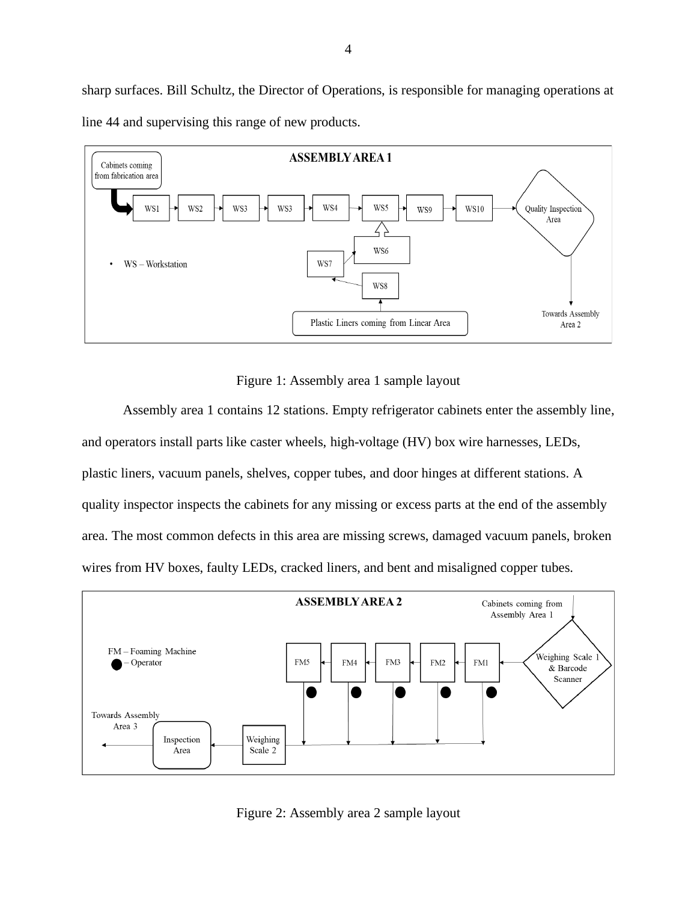sharp surfaces. Bill Schultz, the Director of Operations, is responsible for managing operations at line 44 and supervising this range of new products.

Figure 1: Assembly area 1 sample layout

Assembly area 1 contains 12 stations. Empty refrigerator cabinets enter the assembly line, and operators install parts like caster wheels, high-voltage (HV) box wire harnesses, LEDs, plastic liners, vacuum panels, shelves, copper tubes, and door hinges at different stations. A quality inspector inspects the cabinets for any missing or excess parts at the end of the assembly area. The most common defects in this area are missing screws, damaged vacuum panels, broken wires from HV boxes, faulty LEDs, cracked liners, and bent and misaligned copper tubes.

Figure 2: Assembly area 2 sample layout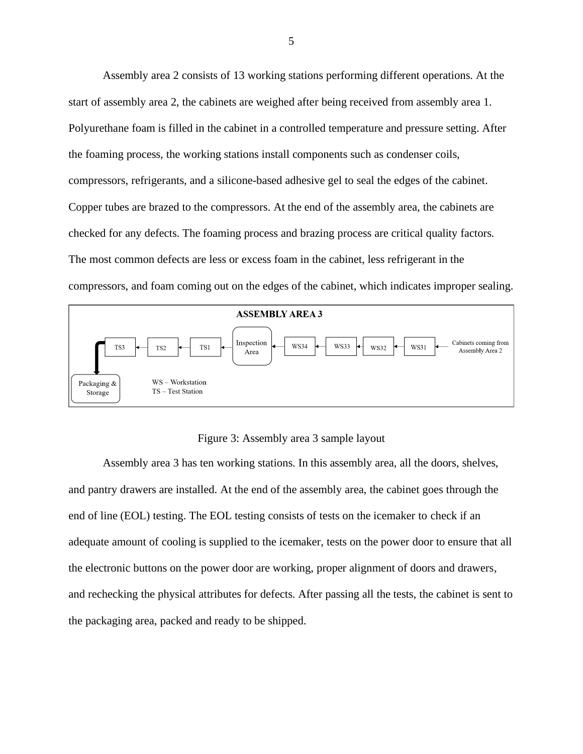Assembly area 2 consists of 13 working stations performing different operations. At the start of assembly area 2, the cabinets are weighed after being received from assembly area 1. Polyurethane foam is filled in the cabinet in a controlled temperature and pressure setting. After the foaming process, the working stations install components such as condenser coils, compressors, refrigerants, and a silicone-based adhesive gel to seal the edges of the cabinet. Copper tubes are brazed to the compressors. At the end of the assembly area, the cabinets are checked for any defects. The foaming process and brazing process are critical quality factors. The most common defects are less or excess foam in the cabinet, less refrigerant in the compressors, and foam coming out on the edges of the cabinet, which indicates improper sealing.

**ASSEMBLY AREA 3**

Packaging & Storage ← TS3 ← TS2 ← TS1 ← Inspection Area ← WS34 ← WS33 ← WS32 ← WS31 ← Cabinets coming from Assembly Area 2

WS – Workstation
TS – Test Station

Figure 3: Assembly area 3 sample layout

Assembly area 3 has ten working stations. In this assembly area, all the doors, shelves, and pantry drawers are installed. At the end of the assembly area, the cabinet goes through the end of line (EOL) testing. The EOL testing consists of tests on the icemaker to check if an adequate amount of cooling is supplied to the icemaker, tests on the power door to ensure that all the electronic buttons on the power door are working, proper alignment of doors and drawers, and rechecking the physical attributes for defects. After passing all the tests, the cabinet is sent to the packaging area, packed and ready to be shipped.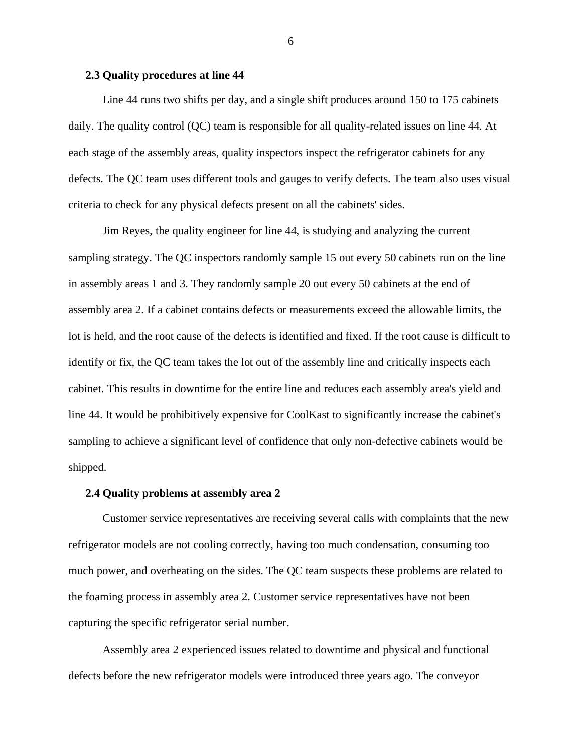### 2.3 Quality procedures at line 44

Line 44 runs two shifts per day, and a single shift produces around 150 to 175 cabinets daily. The quality control (QC) team is responsible for all quality-related issues on line 44. At each stage of the assembly areas, quality inspectors inspect the refrigerator cabinets for any defects. The QC team uses different tools and gauges to verify defects. The team also uses visual criteria to check for any physical defects present on all the cabinets' sides.

Jim Reyes, the quality engineer for line 44, is studying and analyzing the current sampling strategy. The QC inspectors randomly sample 15 out every 50 cabinets run on the line in assembly areas 1 and 3. They randomly sample 20 out every 50 cabinets at the end of assembly area 2. If a cabinet contains defects or measurements exceed the allowable limits, the lot is held, and the root cause of the defects is identified and fixed. If the root cause is difficult to identify or fix, the QC team takes the lot out of the assembly line and critically inspects each cabinet. This results in downtime for the entire line and reduces each assembly area's yield and line 44. It would be prohibitively expensive for CoolKast to significantly increase the cabinet's sampling to achieve a significant level of confidence that only non-defective cabinets would be shipped.

### 2.4 Quality problems at assembly area 2

Customer service representatives are receiving several calls with complaints that the new refrigerator models are not cooling correctly, having too much condensation, consuming too much power, and overheating on the sides. The QC team suspects these problems are related to the foaming process in assembly area 2. Customer service representatives have not been capturing the specific refrigerator serial number.

Assembly area 2 experienced issues related to downtime and physical and functional defects before the new refrigerator models were introduced three years ago. The conveyor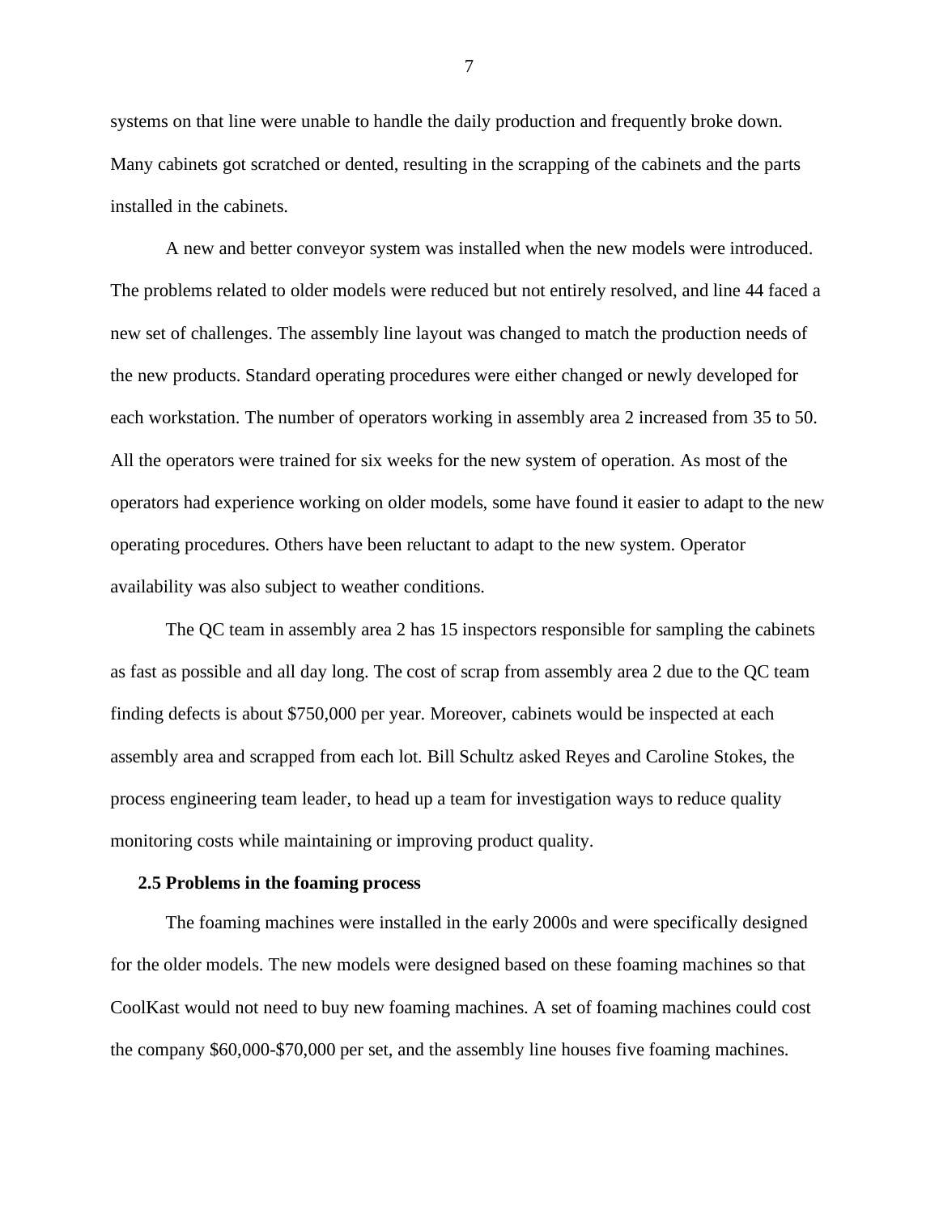systems on that line were unable to handle the daily production and frequently broke down. Many cabinets got scratched or dented, resulting in the scrapping of the cabinets and the parts installed in the cabinets.

A new and better conveyor system was installed when the new models were introduced. The problems related to older models were reduced but not entirely resolved, and line 44 faced a new set of challenges. The assembly line layout was changed to match the production needs of the new products. Standard operating procedures were either changed or newly developed for each workstation. The number of operators working in assembly area 2 increased from 35 to 50. All the operators were trained for six weeks for the new system of operation. As most of the operators had experience working on older models, some have found it easier to adapt to the new operating procedures. Others have been reluctant to adapt to the new system. Operator availability was also subject to weather conditions.

The QC team in assembly area 2 has 15 inspectors responsible for sampling the cabinets as fast as possible and all day long. The cost of scrap from assembly area 2 due to the QC team finding defects is about $750,000 per year. Moreover, cabinets would be inspected at each assembly area and scrapped from each lot. Bill Schultz asked Reyes and Caroline Stokes, the process engineering team leader, to head up a team for investigation ways to reduce quality monitoring costs while maintaining or improving product quality.

### 2.5 Problems in the foaming process

The foaming machines were installed in the early 2000s and were specifically designed for the older models. The new models were designed based on these foaming machines so that CoolKast would not need to buy new foaming machines. A set of foaming machines could cost the company $60,000-$70,000 per set, and the assembly line houses five foaming machines.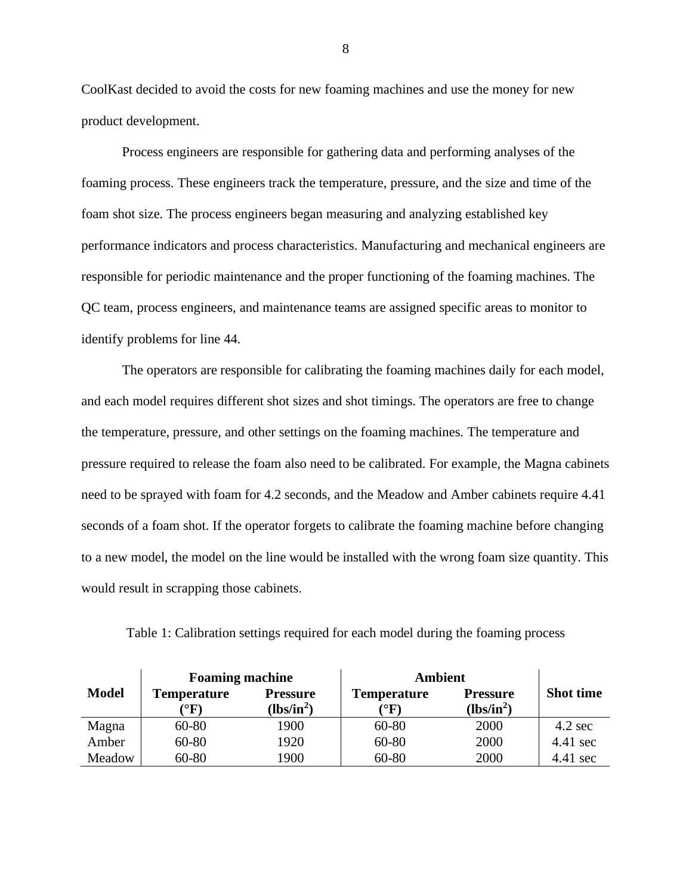CoolKast decided to avoid the costs for new foaming machines and use the money for new product development.

Process engineers are responsible for gathering data and performing analyses of the foaming process. These engineers track the temperature, pressure, and the size and time of the foam shot size. The process engineers began measuring and analyzing established key performance indicators and process characteristics. Manufacturing and mechanical engineers are responsible for periodic maintenance and the proper functioning of the foaming machines. The QC team, process engineers, and maintenance teams are assigned specific areas to monitor to identify problems for line 44.

The operators are responsible for calibrating the foaming machines daily for each model, and each model requires different shot sizes and shot timings. The operators are free to change the temperature, pressure, and other settings on the foaming machines. The temperature and pressure required to release the foam also need to be calibrated. For example, the Magna cabinets need to be sprayed with foam for 4.2 seconds, and the Meadow and Amber cabinets require 4.41 seconds of a foam shot. If the operator forgets to calibrate the foaming machine before changing to a new model, the model on the line would be installed with the wrong foam size quantity. This would result in scrapping those cabinets.

Table 1: Calibration settings required for each model during the foaming process

| Model | Foaming machine | | Ambient | | Shot time |
|---|---|---|---|---|---|
| | Temperature (°F) | Pressure (lbs/in$^2$) | Temperature (°F) | Pressure (lbs/in$^2$) | |
| Magna | 60-80 | 1900 | 60-80 | 2000 | 4.2 sec |
| Amber | 60-80 | 1920 | 60-80 | 2000 | 4.41 sec |
| Meadow | 60-80 | 1900 | 60-80 | 2000 | 4.41 sec |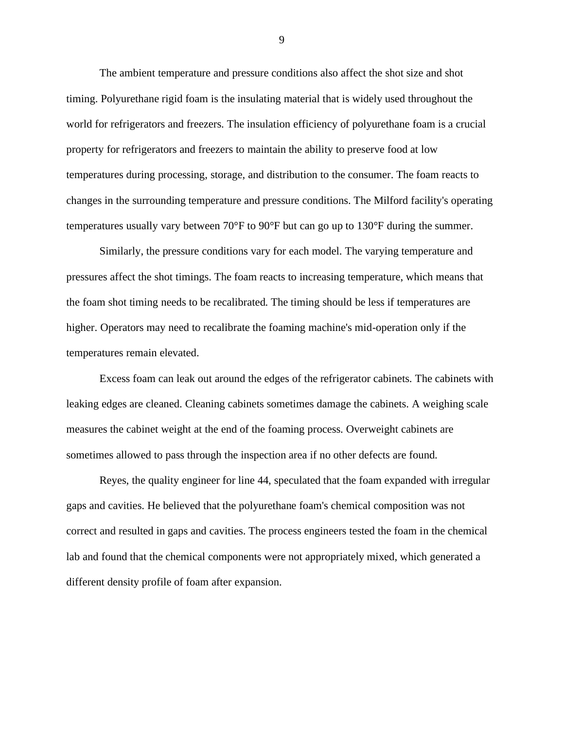The ambient temperature and pressure conditions also affect the shot size and shot timing. Polyurethane rigid foam is the insulating material that is widely used throughout the world for refrigerators and freezers. The insulation efficiency of polyurethane foam is a crucial property for refrigerators and freezers to maintain the ability to preserve food at low temperatures during processing, storage, and distribution to the consumer. The foam reacts to changes in the surrounding temperature and pressure conditions. The Milford facility's operating temperatures usually vary between 70°F to 90°F but can go up to 130°F during the summer.

Similarly, the pressure conditions vary for each model. The varying temperature and pressures affect the shot timings. The foam reacts to increasing temperature, which means that the foam shot timing needs to be recalibrated. The timing should be less if temperatures are higher. Operators may need to recalibrate the foaming machine's mid-operation only if the temperatures remain elevated.

Excess foam can leak out around the edges of the refrigerator cabinets. The cabinets with leaking edges are cleaned. Cleaning cabinets sometimes damage the cabinets. A weighing scale measures the cabinet weight at the end of the foaming process. Overweight cabinets are sometimes allowed to pass through the inspection area if no other defects are found.

Reyes, the quality engineer for line 44, speculated that the foam expanded with irregular gaps and cavities. He believed that the polyurethane foam's chemical composition was not correct and resulted in gaps and cavities. The process engineers tested the foam in the chemical lab and found that the chemical components were not appropriately mixed, which generated a different density profile of foam after expansion.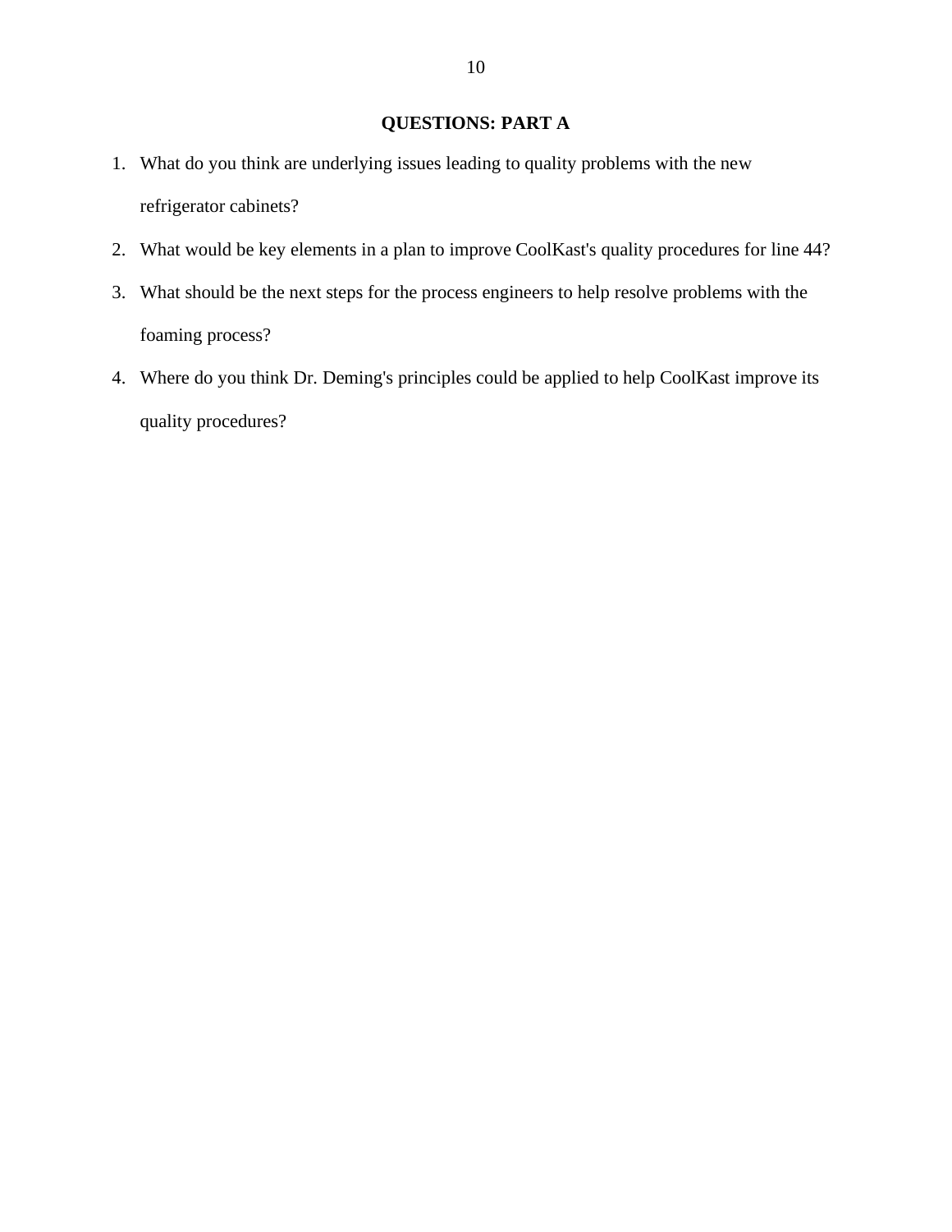## QUESTIONS: PART A

1. What do you think are underlying issues leading to quality problems with the new refrigerator cabinets?
2. What would be key elements in a plan to improve CoolKast's quality procedures for line 44?
3. What should be the next steps for the process engineers to help resolve problems with the foaming process?
4. Where do you think Dr. Deming's principles could be applied to help CoolKast improve its quality procedures?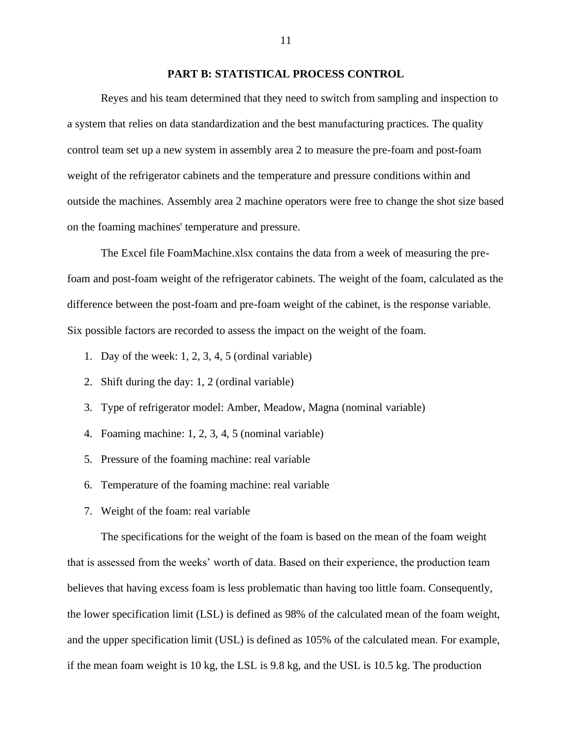## PART B: STATISTICAL PROCESS CONTROL

Reyes and his team determined that they need to switch from sampling and inspection to a system that relies on data standardization and the best manufacturing practices. The quality control team set up a new system in assembly area 2 to measure the pre-foam and post-foam weight of the refrigerator cabinets and the temperature and pressure conditions within and outside the machines. Assembly area 2 machine operators were free to change the shot size based on the foaming machines' temperature and pressure.

The Excel file FoamMachine.xlsx contains the data from a week of measuring the pre-foam and post-foam weight of the refrigerator cabinets. The weight of the foam, calculated as the difference between the post-foam and pre-foam weight of the cabinet, is the response variable. Six possible factors are recorded to assess the impact on the weight of the foam.

1. Day of the week: 1, 2, 3, 4, 5 (ordinal variable)
2. Shift during the day: 1, 2 (ordinal variable)
3. Type of refrigerator model: Amber, Meadow, Magna (nominal variable)
4. Foaming machine: 1, 2, 3, 4, 5 (nominal variable)
5. Pressure of the foaming machine: real variable
6. Temperature of the foaming machine: real variable
7. Weight of the foam: real variable

The specifications for the weight of the foam is based on the mean of the foam weight that is assessed from the weeks' worth of data. Based on their experience, the production team believes that having excess foam is less problematic than having too little foam. Consequently, the lower specification limit (LSL) is defined as 98% of the calculated mean of the foam weight, and the upper specification limit (USL) is defined as 105% of the calculated mean. For example, if the mean foam weight is 10 kg, the LSL is 9.8 kg, and the USL is 10.5 kg. The production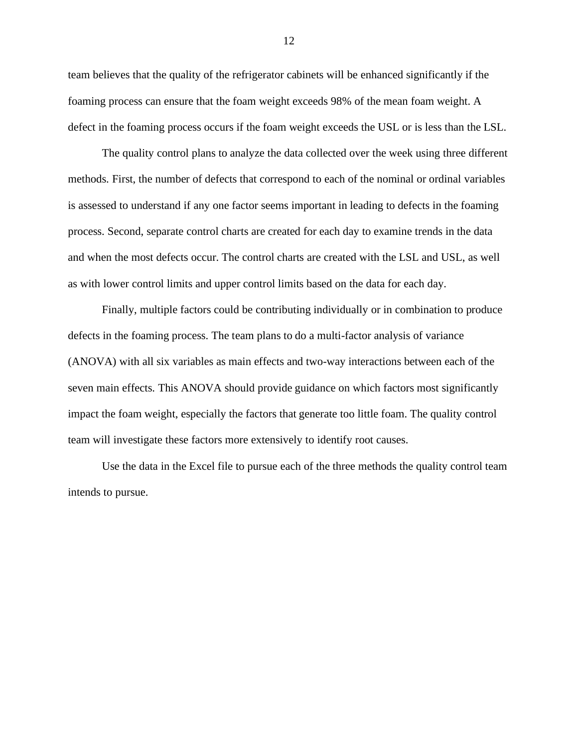team believes that the quality of the refrigerator cabinets will be enhanced significantly if the foaming process can ensure that the foam weight exceeds 98% of the mean foam weight. A defect in the foaming process occurs if the foam weight exceeds the USL or is less than the LSL.

The quality control plans to analyze the data collected over the week using three different methods. First, the number of defects that correspond to each of the nominal or ordinal variables is assessed to understand if any one factor seems important in leading to defects in the foaming process. Second, separate control charts are created for each day to examine trends in the data and when the most defects occur. The control charts are created with the LSL and USL, as well as with lower control limits and upper control limits based on the data for each day.

Finally, multiple factors could be contributing individually or in combination to produce defects in the foaming process. The team plans to do a multi-factor analysis of variance (ANOVA) with all six variables as main effects and two-way interactions between each of the seven main effects. This ANOVA should provide guidance on which factors most significantly impact the foam weight, especially the factors that generate too little foam. The quality control team will investigate these factors more extensively to identify root causes.

Use the data in the Excel file to pursue each of the three methods the quality control team intends to pursue.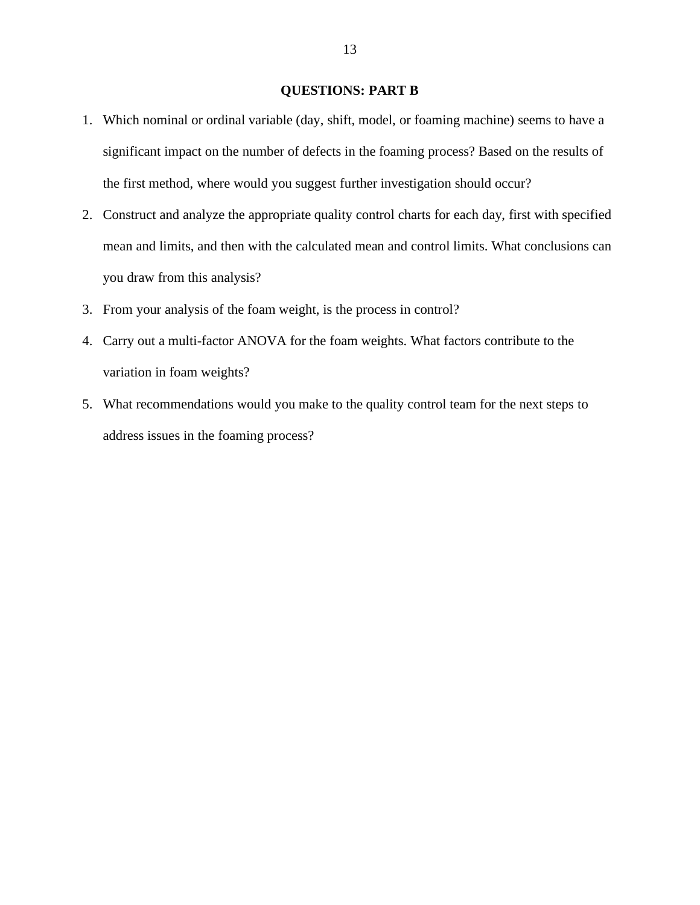## QUESTIONS: PART B

1. Which nominal or ordinal variable (day, shift, model, or foaming machine) seems to have a significant impact on the number of defects in the foaming process? Based on the results of the first method, where would you suggest further investigation should occur?
2. Construct and analyze the appropriate quality control charts for each day, first with specified mean and limits, and then with the calculated mean and control limits. What conclusions can you draw from this analysis?
3. From your analysis of the foam weight, is the process in control?
4. Carry out a multi-factor ANOVA for the foam weights. What factors contribute to the variation in foam weights?
5. What recommendations would you make to the quality control team for the next steps to address issues in the foaming process?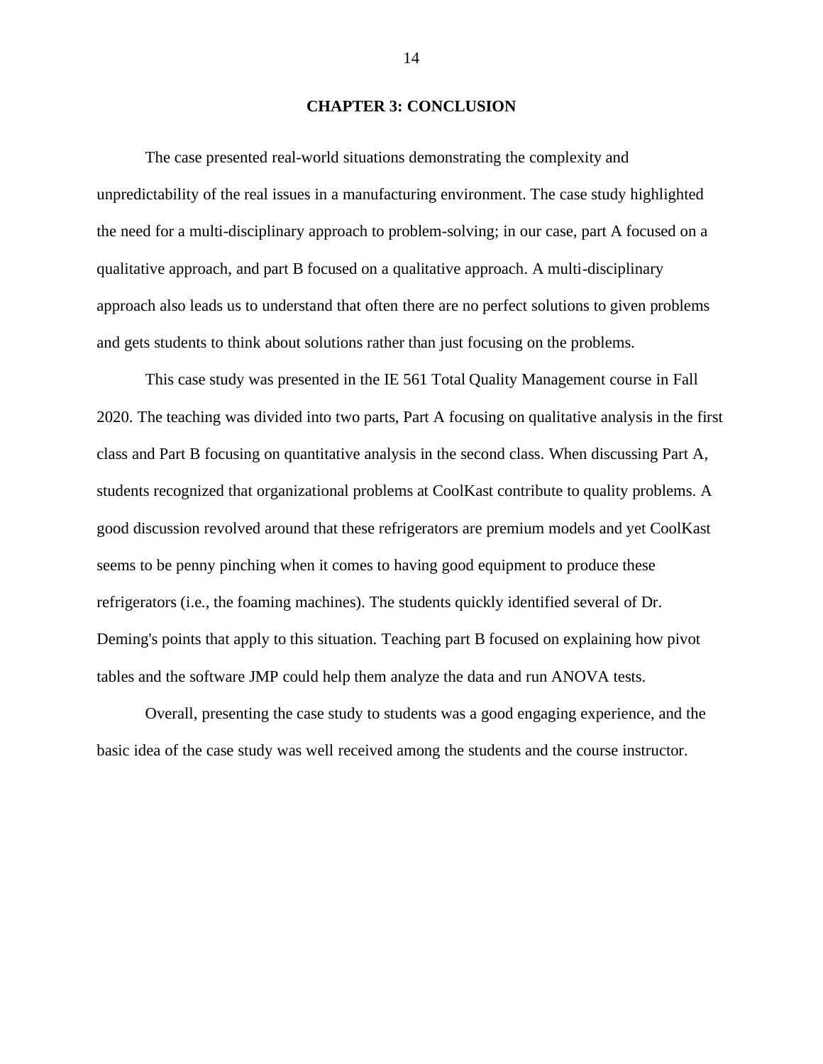# CHAPTER 3: CONCLUSION

The case presented real-world situations demonstrating the complexity and unpredictability of the real issues in a manufacturing environment. The case study highlighted the need for a multi-disciplinary approach to problem-solving; in our case, part A focused on a qualitative approach, and part B focused on a qualitative approach. A multi-disciplinary approach also leads us to understand that often there are no perfect solutions to given problems and gets students to think about solutions rather than just focusing on the problems.

This case study was presented in the IE 561 Total Quality Management course in Fall 2020. The teaching was divided into two parts, Part A focusing on qualitative analysis in the first class and Part B focusing on quantitative analysis in the second class. When discussing Part A, students recognized that organizational problems at CoolKast contribute to quality problems. A good discussion revolved around that these refrigerators are premium models and yet CoolKast seems to be penny pinching when it comes to having good equipment to produce these refrigerators (i.e., the foaming machines). The students quickly identified several of Dr. Deming's points that apply to this situation. Teaching part B focused on explaining how pivot tables and the software JMP could help them analyze the data and run ANOVA tests.

Overall, presenting the case study to students was a good engaging experience, and the basic idea of the case study was well received among the students and the course instructor.